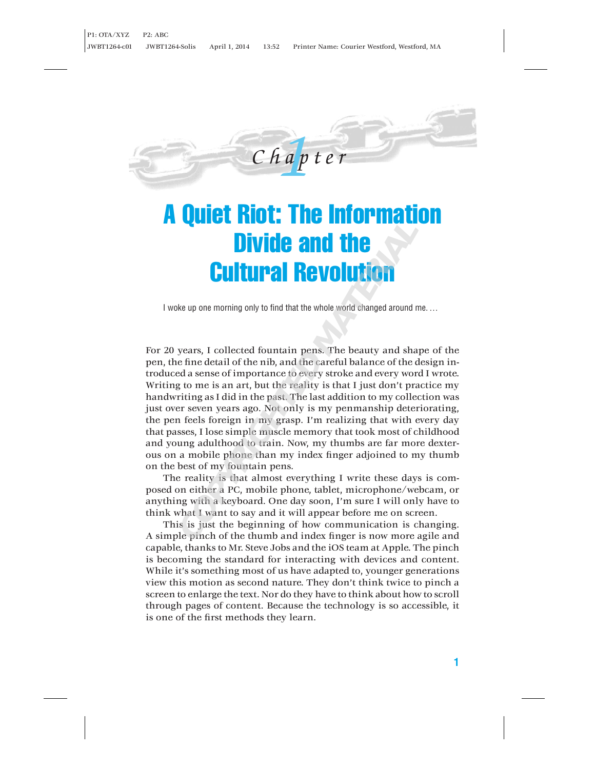Chapter 1

# A Quiet Riot: The Information Divide and the Cultural Revolution

I woke up one morning only to find that the whole world changed around me. . . .

For 20 years, I collected fountain pens. The beauty and shape of the pen, the fine detail of the nib, and the careful balance of the design introduced a sense of importance to every stroke and every word I wrote. Writing to me is an art, but the reality is that I just don't practice my handwriting as I did in the past. The last addition to my collection was just over seven years ago. Not only is my penmanship deteriorating, the pen feels foreign in my grasp. I'm realizing that with every day that passes, I lose simple muscle memory that took most of childhood and young adulthood to train. Now, my thumbs are far more dexterous on a mobile phone than my index finger adjoined to my thumb on the best of my fountain pens.

The reality is that almost everything I write these days is composed on either a PC, mobile phone, tablet, microphone/webcam, or anything with a keyboard. One day soon, I'm sure I will only have to think what I want to say and it will appear before me on screen.

This is just the beginning of how communication is changing. A simple pinch of the thumb and index finger is now more agile and capable, thanks to Mr. Steve Jobs and the iOS team at Apple. The pinch is becoming the standard for interacting with devices and content. While it's something most of us have adapted to, younger generations view this motion as second nature. They don't think twice to pinch a screen to enlarge the text. Nor do they have to think about how to scroll through pages of content. Because the technology is so accessible, it is one of the first methods they learn.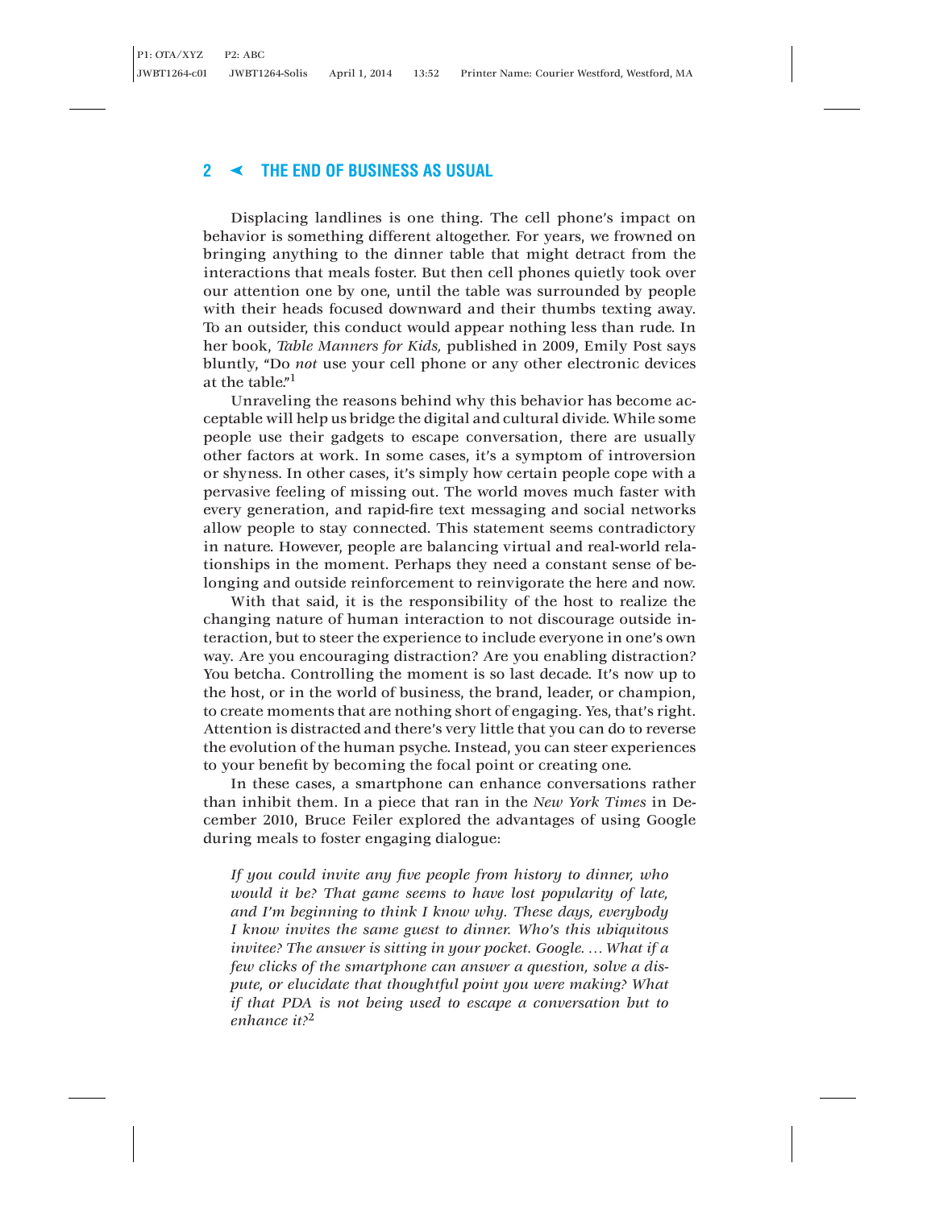Displacing landlines is one thing. The cell phone's impact on behavior is something different altogether. For years, we frowned on bringing anything to the dinner table that might detract from the interactions that meals foster. But then cell phones quietly took over our attention one by one, until the table was surrounded by people with their heads focused downward and their thumbs texting away. To an outsider, this conduct would appear nothing less than rude. In her book, *Table Manners for Kids,* published in 2009, Emily Post says bluntly, "Do *not* use your cell phone or any other electronic devices at the table."[1]

Unraveling the reasons behind why this behavior has become acceptable will help us bridge the digital and cultural divide. While some people use their gadgets to escape conversation, there are usually other factors at work. In some cases, it's a symptom of introversion or shyness. In other cases, it's simply how certain people cope with a pervasive feeling of missing out. The world moves much faster with every generation, and rapid-fire text messaging and social networks allow people to stay connected. This statement seems contradictory in nature. However, people are balancing virtual and real-world relationships in the moment. Perhaps they need a constant sense of belonging and outside reinforcement to reinvigorate the here and now.

With that said, it is the responsibility of the host to realize the changing nature of human interaction to not discourage outside interaction, but to steer the experience to include everyone in one's own way. Are you encouraging distraction? Are you enabling distraction? You betcha. Controlling the moment is so last decade. It's now up to the host, or in the world of business, the brand, leader, or champion, to create moments that are nothing short of engaging. Yes, that's right. Attention is distracted and there's very little that you can do to reverse the evolution of the human psyche. Instead, you can steer experiences to your benefit by becoming the focal point or creating one.

In these cases, a smartphone can enhance conversations rather than inhibit them. In a piece that ran in the *New York Times* in December 2010, Bruce Feiler explored the advantages of using Google during meals to foster engaging dialogue:

> *If you could invite any five people from history to dinner, who would it be? That game seems to have lost popularity of late, and I'm beginning to think I know why. These days, everybody I know invites the same guest to dinner. Who's this ubiquitous invitee? The answer is sitting in your pocket. Google. … What if a few clicks of the smartphone can answer a question, solve a dispute, or elucidate that thoughtful point you were making? What if that PDA is not being used to escape a conversation but to enhance it?*[2]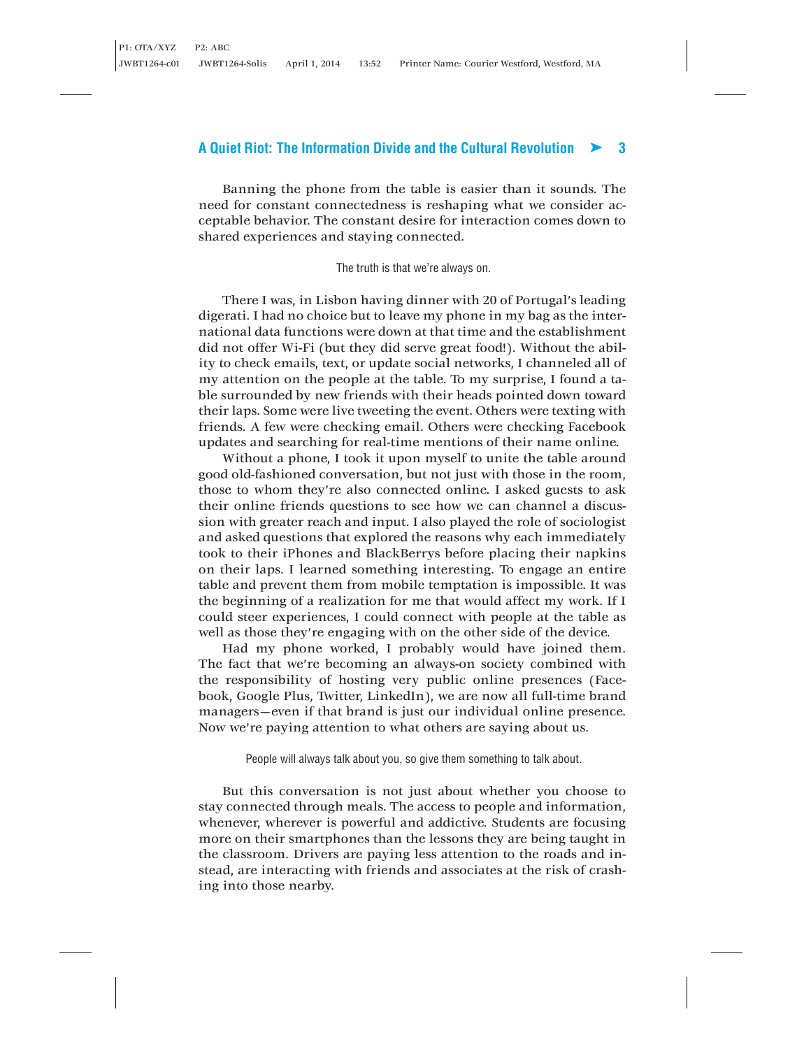Banning the phone from the table is easier than it sounds. The need for constant connectedness is reshaping what we consider acceptable behavior. The constant desire for interaction comes down to shared experiences and staying connected.

> The truth is that we're always on.

There I was, in Lisbon having dinner with 20 of Portugal's leading digerati. I had no choice but to leave my phone in my bag as the international data functions were down at that time and the establishment did not offer Wi-Fi (but they did serve great food!). Without the ability to check emails, text, or update social networks, I channeled all of my attention on the people at the table. To my surprise, I found a table surrounded by new friends with their heads pointed down toward their laps. Some were live tweeting the event. Others were texting with friends. A few were checking email. Others were checking Facebook updates and searching for real-time mentions of their name online.

Without a phone, I took it upon myself to unite the table around good old-fashioned conversation, but not just with those in the room, those to whom they're also connected online. I asked guests to ask their online friends questions to see how we can channel a discussion with greater reach and input. I also played the role of sociologist and asked questions that explored the reasons why each immediately took to their iPhones and BlackBerrys before placing their napkins on their laps. I learned something interesting. To engage an entire table and prevent them from mobile temptation is impossible. It was the beginning of a realization for me that would affect my work. If I could steer experiences, I could connect with people at the table as well as those they're engaging with on the other side of the device.

Had my phone worked, I probably would have joined them. The fact that we're becoming an always-on society combined with the responsibility of hosting very public online presences (Facebook, Google Plus, Twitter, LinkedIn), we are now all full-time brand managers—even if that brand is just our individual online presence. Now we're paying attention to what others are saying about us.

> People will always talk about you, so give them something to talk about.

But this conversation is not just about whether you choose to stay connected through meals. The access to people and information, whenever, wherever is powerful and addictive. Students are focusing more on their smartphones than the lessons they are being taught in the classroom. Drivers are paying less attention to the roads and instead, are interacting with friends and associates at the risk of crashing into those nearby.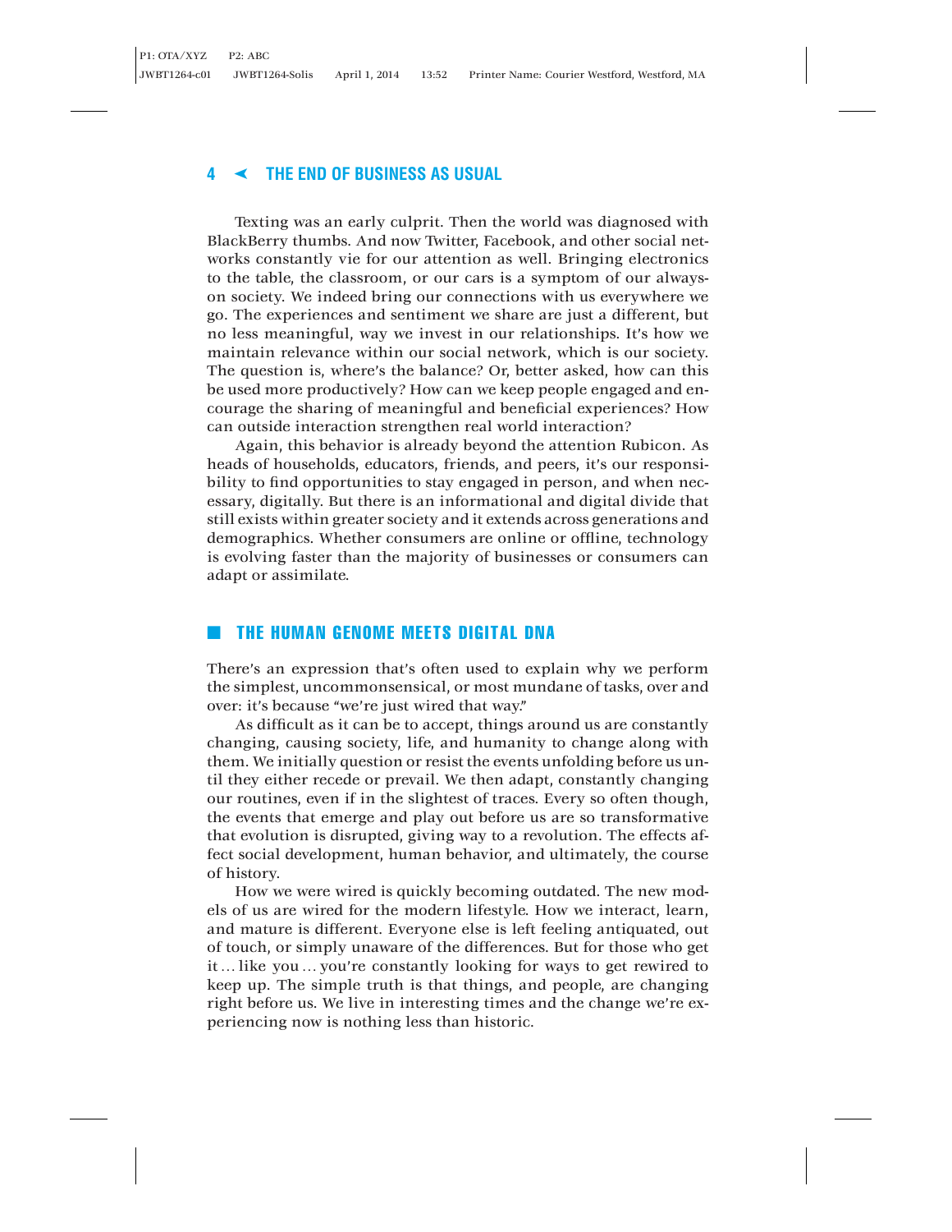Texting was an early culprit. Then the world was diagnosed with BlackBerry thumbs. And now Twitter, Facebook, and other social networks constantly vie for our attention as well. Bringing electronics to the table, the classroom, or our cars is a symptom of our always-on society. We indeed bring our connections with us everywhere we go. The experiences and sentiment we share are just a different, but no less meaningful, way we invest in our relationships. It's how we maintain relevance within our social network, which is our society. The question is, where's the balance? Or, better asked, how can this be used more productively? How can we keep people engaged and encourage the sharing of meaningful and beneficial experiences? How can outside interaction strengthen real world interaction?

Again, this behavior is already beyond the attention Rubicon. As heads of households, educators, friends, and peers, it's our responsibility to find opportunities to stay engaged in person, and when necessary, digitally. But there is an informational and digital divide that still exists within greater society and it extends across generations and demographics. Whether consumers are online or offline, technology is evolving faster than the majority of businesses or consumers can adapt or assimilate.

## THE HUMAN GENOME MEETS DIGITAL DNA

There's an expression that's often used to explain why we perform the simplest, uncommonsensical, or most mundane of tasks, over and over: it's because "we're just wired that way."

As difficult as it can be to accept, things around us are constantly changing, causing society, life, and humanity to change along with them. We initially question or resist the events unfolding before us until they either recede or prevail. We then adapt, constantly changing our routines, even if in the slightest of traces. Every so often though, the events that emerge and play out before us are so transformative that evolution is disrupted, giving way to a revolution. The effects affect social development, human behavior, and ultimately, the course of history.

How we were wired is quickly becoming outdated. The new models of us are wired for the modern lifestyle. How we interact, learn, and mature is different. Everyone else is left feeling antiquated, out of touch, or simply unaware of the differences. But for those who get it … like you … you're constantly looking for ways to get rewired to keep up. The simple truth is that things, and people, are changing right before us. We live in interesting times and the change we're experiencing now is nothing less than historic.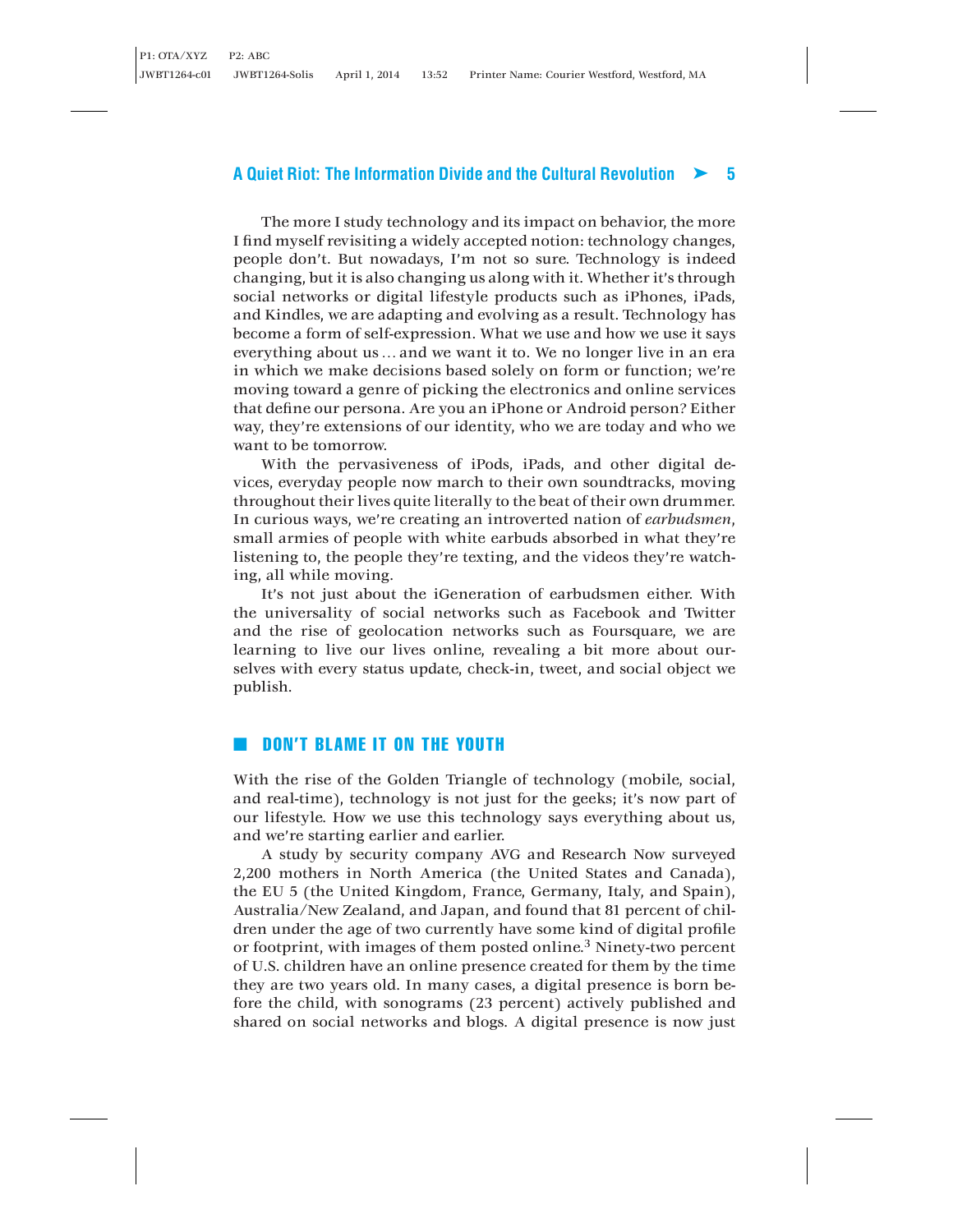The more I study technology and its impact on behavior, the more I find myself revisiting a widely accepted notion: technology changes, people don't. But nowadays, I'm not so sure. Technology is indeed changing, but it is also changing us along with it. Whether it's through social networks or digital lifestyle products such as iPhones, iPads, and Kindles, we are adapting and evolving as a result. Technology has become a form of self-expression. What we use and how we use it says everything about us . . . and we want it to. We no longer live in an era in which we make decisions based solely on form or function; we're moving toward a genre of picking the electronics and online services that define our persona. Are you an iPhone or Android person? Either way, they're extensions of our identity, who we are today and who we want to be tomorrow.

With the pervasiveness of iPods, iPads, and other digital devices, everyday people now march to their own soundtracks, moving throughout their lives quite literally to the beat of their own drummer. In curious ways, we're creating an introverted nation of *earbudsmen*, small armies of people with white earbuds absorbed in what they're listening to, the people they're texting, and the videos they're watching, all while moving.

It's not just about the iGeneration of earbudsmen either. With the universality of social networks such as Facebook and Twitter and the rise of geolocation networks such as Foursquare, we are learning to live our lives online, revealing a bit more about ourselves with every status update, check-in, tweet, and social object we publish.

## DON'T BLAME IT ON THE YOUTH

With the rise of the Golden Triangle of technology (mobile, social, and real-time), technology is not just for the geeks; it's now part of our lifestyle. How we use this technology says everything about us, and we're starting earlier and earlier.

A study by security company AVG and Research Now surveyed 2,200 mothers in North America (the United States and Canada), the EU 5 (the United Kingdom, France, Germany, Italy, and Spain), Australia/New Zealand, and Japan, and found that 81 percent of children under the age of two currently have some kind of digital profile or footprint, with images of them posted online.[3] Ninety-two percent of U.S. children have an online presence created for them by the time they are two years old. In many cases, a digital presence is born before the child, with sonograms (23 percent) actively published and shared on social networks and blogs. A digital presence is now just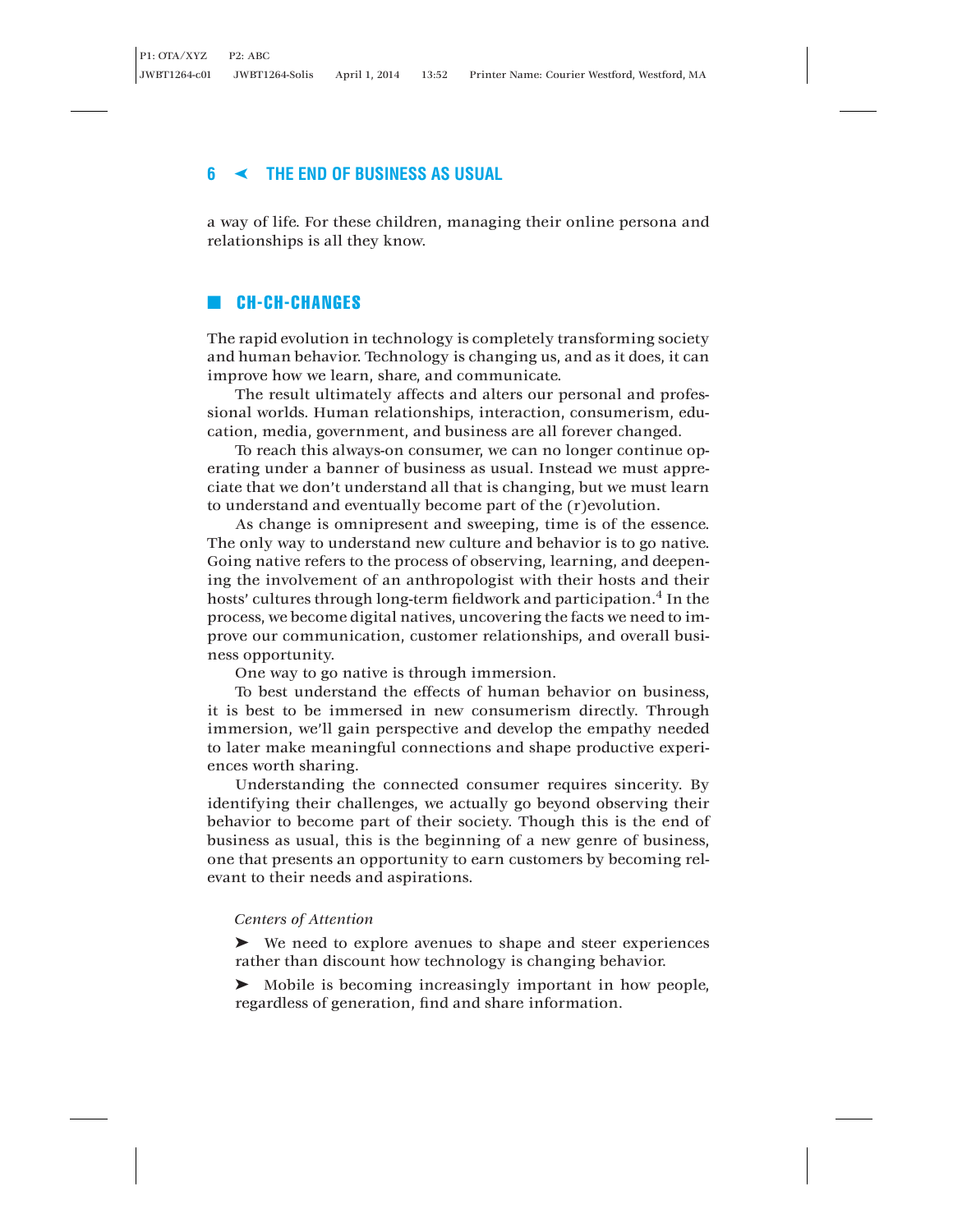a way of life. For these children, managing their online persona and relationships is all they know.

## CH-CH-CHANGES

The rapid evolution in technology is completely transforming society and human behavior. Technology is changing us, and as it does, it can improve how we learn, share, and communicate.

The result ultimately affects and alters our personal and professional worlds. Human relationships, interaction, consumerism, education, media, government, and business are all forever changed.

To reach this always-on consumer, we can no longer continue operating under a banner of business as usual. Instead we must appreciate that we don't understand all that is changing, but we must learn to understand and eventually become part of the (r)evolution.

As change is omnipresent and sweeping, time is of the essence. The only way to understand new culture and behavior is to go native. Going native refers to the process of observing, learning, and deepening the involvement of an anthropologist with their hosts and their hosts' cultures through long-term fieldwork and participation.[4] In the process, we become digital natives, uncovering the facts we need to improve our communication, customer relationships, and overall business opportunity.

One way to go native is through immersion.

To best understand the effects of human behavior on business, it is best to be immersed in new consumerism directly. Through immersion, we'll gain perspective and develop the empathy needed to later make meaningful connections and shape productive experiences worth sharing.

Understanding the connected consumer requires sincerity. By identifying their challenges, we actually go beyond observing their behavior to become part of their society. Though this is the end of business as usual, this is the beginning of a new genre of business, one that presents an opportunity to earn customers by becoming relevant to their needs and aspirations.

*Centers of Attention*

➤ We need to explore avenues to shape and steer experiences rather than discount how technology is changing behavior.

➤ Mobile is becoming increasingly important in how people, regardless of generation, find and share information.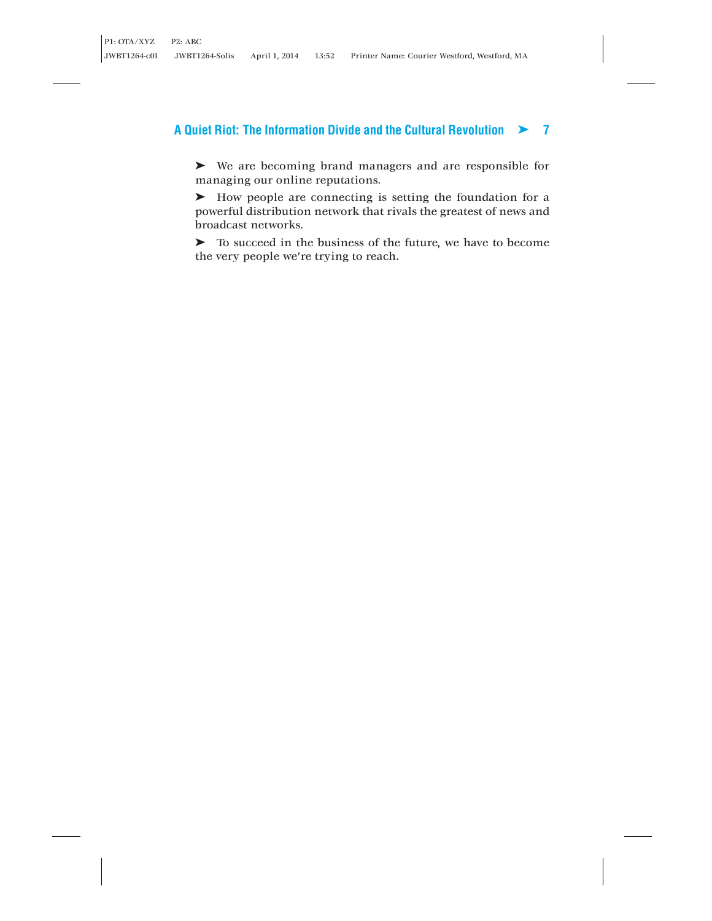- We are becoming brand managers and are responsible for managing our online reputations.
- How people are connecting is setting the foundation for a powerful distribution network that rivals the greatest of news and broadcast networks.
- To succeed in the business of the future, we have to become the very people we're trying to reach.